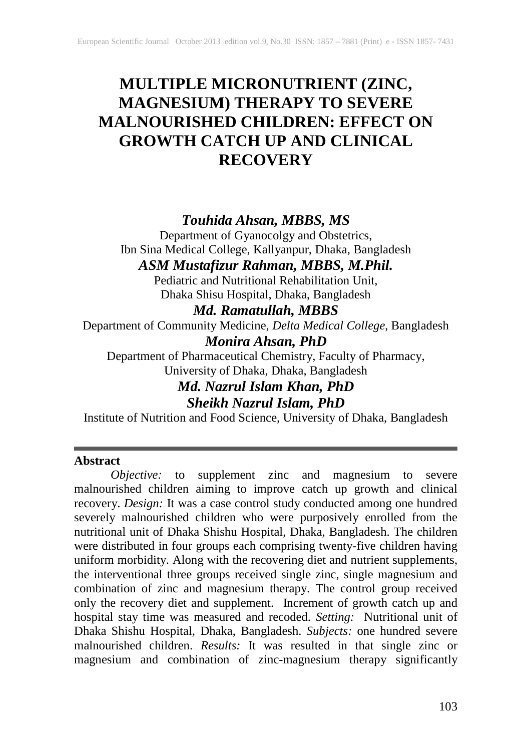# MULTIPLE MICRONUTRIENT (ZINC, MAGNESIUM) THERAPY TO SEVERE MALNOURISHED CHILDREN: EFFECT ON GROWTH CATCH UP AND CLINICAL RECOVERY

***Touhida Ahsan, MBBS, MS***
Department of Gyanocolgy and Obstetrics,
Ibn Sina Medical College, Kallyanpur, Dhaka, Bangladesh

***ASM Mustafizur Rahman, MBBS, M.Phil.***
Pediatric and Nutritional Rehabilitation Unit,
Dhaka Shisu Hospital, Dhaka, Bangladesh

***Md. Ramatullah, MBBS***
Department of Community Medicine, *Delta Medical College*, Bangladesh

***Monira Ahsan, PhD***
Department of Pharmaceutical Chemistry, Faculty of Pharmacy,
University of Dhaka, Dhaka, Bangladesh

***Md. Nazrul Islam Khan, PhD***

***Sheikh Nazrul Islam, PhD***
Institute of Nutrition and Food Science, University of Dhaka, Bangladesh

---

**Abstract**

*Objective:* to supplement zinc and magnesium to severe malnourished children aiming to improve catch up growth and clinical recovery. *Design:* It was a case control study conducted among one hundred severely malnourished children who were purposively enrolled from the nutritional unit of Dhaka Shishu Hospital, Dhaka, Bangladesh. The children were distributed in four groups each comprising twenty-five children having uniform morbidity. Along with the recovering diet and nutrient supplements, the interventional three groups received single zinc, single magnesium and combination of zinc and magnesium therapy. The control group received only the recovery diet and supplement. Increment of growth catch up and hospital stay time was measured and recoded. *Setting:* Nutritional unit of Dhaka Shishu Hospital, Dhaka, Bangladesh. *Subjects:* one hundred severe malnourished children. *Results:* It was resulted in that single zinc or magnesium and combination of zinc-magnesium therapy significantly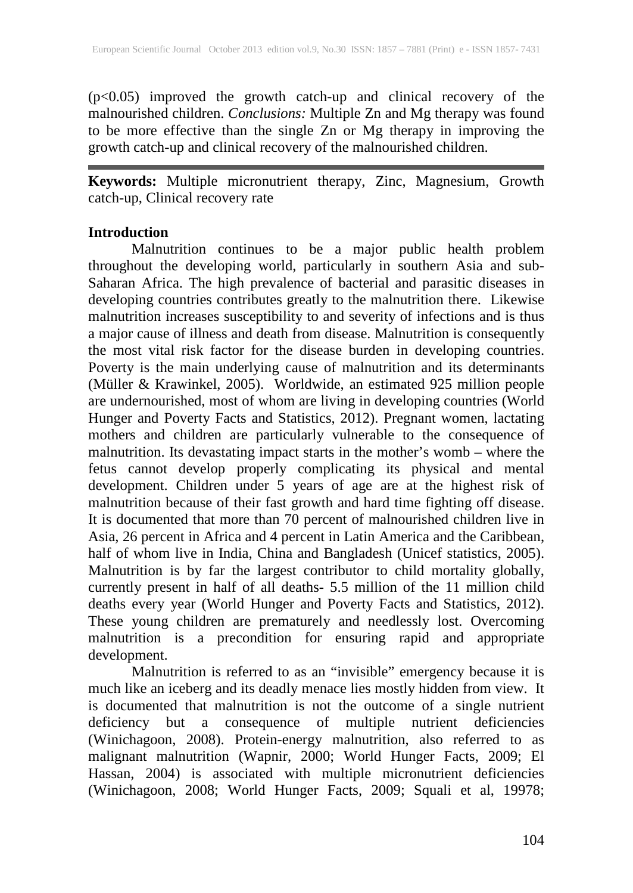($p<0.05$) improved the growth catch-up and clinical recovery of the malnourished children. *Conclusions:* Multiple Zn and Mg therapy was found to be more effective than the single Zn or Mg therapy in improving the growth catch-up and clinical recovery of the malnourished children.

---

**Keywords:** Multiple micronutrient therapy, Zinc, Magnesium, Growth catch-up, Clinical recovery rate

**Introduction**

Malnutrition continues to be a major public health problem throughout the developing world, particularly in southern Asia and sub-Saharan Africa. The high prevalence of bacterial and parasitic diseases in developing countries contributes greatly to the malnutrition there. Likewise malnutrition increases susceptibility to and severity of infections and is thus a major cause of illness and death from disease. Malnutrition is consequently the most vital risk factor for the disease burden in developing countries. Poverty is the main underlying cause of malnutrition and its determinants (Müller & Krawinkel, 2005). Worldwide, an estimated 925 million people are undernourished, most of whom are living in developing countries (World Hunger and Poverty Facts and Statistics, 2012). Pregnant women, lactating mothers and children are particularly vulnerable to the consequence of malnutrition. Its devastating impact starts in the mother's womb – where the fetus cannot develop properly complicating its physical and mental development. Children under 5 years of age are at the highest risk of malnutrition because of their fast growth and hard time fighting off disease. It is documented that more than 70 percent of malnourished children live in Asia, 26 percent in Africa and 4 percent in Latin America and the Caribbean, half of whom live in India, China and Bangladesh (Unicef statistics, 2005). Malnutrition is by far the largest contributor to child mortality globally, currently present in half of all deaths- 5.5 million of the 11 million child deaths every year (World Hunger and Poverty Facts and Statistics, 2012). These young children are prematurely and needlessly lost. Overcoming malnutrition is a precondition for ensuring rapid and appropriate development.

Malnutrition is referred to as an "invisible" emergency because it is much like an iceberg and its deadly menace lies mostly hidden from view. It is documented that malnutrition is not the outcome of a single nutrient deficiency but a consequence of multiple nutrient deficiencies (Winichagoon, 2008). Protein-energy malnutrition, also referred to as malignant malnutrition (Wapnir, 2000; World Hunger Facts, 2009; El Hassan, 2004) is associated with multiple micronutrient deficiencies (Winichagoon, 2008; World Hunger Facts, 2009; Squali et al, 19978;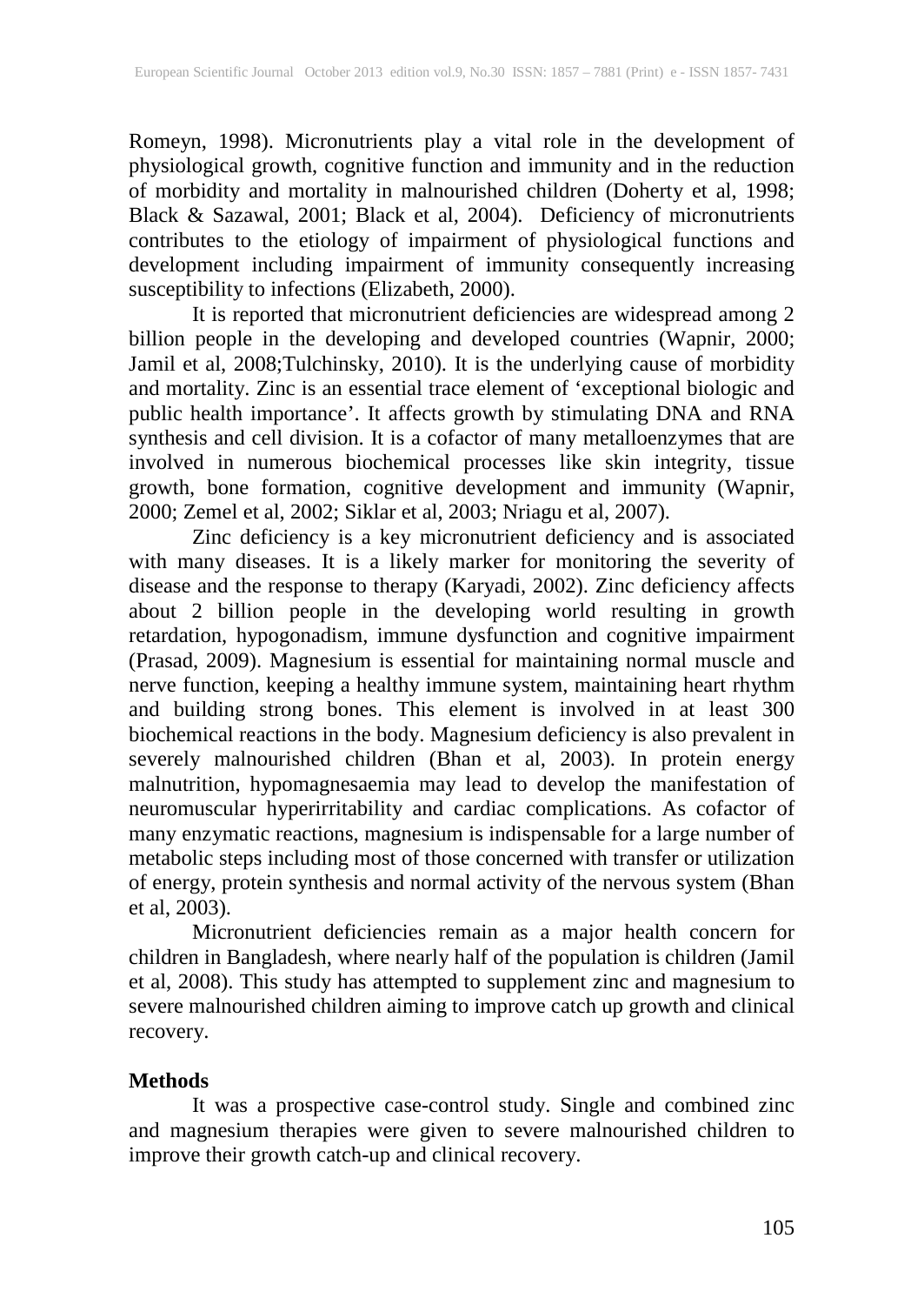Romeyn, 1998). Micronutrients play a vital role in the development of physiological growth, cognitive function and immunity and in the reduction of morbidity and mortality in malnourished children (Doherty et al, 1998; Black & Sazawal, 2001; Black et al, 2004). Deficiency of micronutrients contributes to the etiology of impairment of physiological functions and development including impairment of immunity consequently increasing susceptibility to infections (Elizabeth, 2000).

It is reported that micronutrient deficiencies are widespread among 2 billion people in the developing and developed countries (Wapnir, 2000; Jamil et al, 2008;Tulchinsky, 2010). It is the underlying cause of morbidity and mortality. Zinc is an essential trace element of 'exceptional biologic and public health importance'. It affects growth by stimulating DNA and RNA synthesis and cell division. It is a cofactor of many metalloenzymes that are involved in numerous biochemical processes like skin integrity, tissue growth, bone formation, cognitive development and immunity (Wapnir, 2000; Zemel et al, 2002; Siklar et al, 2003; Nriagu et al, 2007).

Zinc deficiency is a key micronutrient deficiency and is associated with many diseases. It is a likely marker for monitoring the severity of disease and the response to therapy (Karyadi, 2002). Zinc deficiency affects about 2 billion people in the developing world resulting in growth retardation, hypogonadism, immune dysfunction and cognitive impairment (Prasad, 2009). Magnesium is essential for maintaining normal muscle and nerve function, keeping a healthy immune system, maintaining heart rhythm and building strong bones. This element is involved in at least 300 biochemical reactions in the body. Magnesium deficiency is also prevalent in severely malnourished children (Bhan et al, 2003). In protein energy malnutrition, hypomagnesaemia may lead to develop the manifestation of neuromuscular hyperirritability and cardiac complications. As cofactor of many enzymatic reactions, magnesium is indispensable for a large number of metabolic steps including most of those concerned with transfer or utilization of energy, protein synthesis and normal activity of the nervous system (Bhan et al, 2003).

Micronutrient deficiencies remain as a major health concern for children in Bangladesh, where nearly half of the population is children (Jamil et al, 2008). This study has attempted to supplement zinc and magnesium to severe malnourished children aiming to improve catch up growth and clinical recovery.

## Methods

It was a prospective case-control study. Single and combined zinc and magnesium therapies were given to severe malnourished children to improve their growth catch-up and clinical recovery.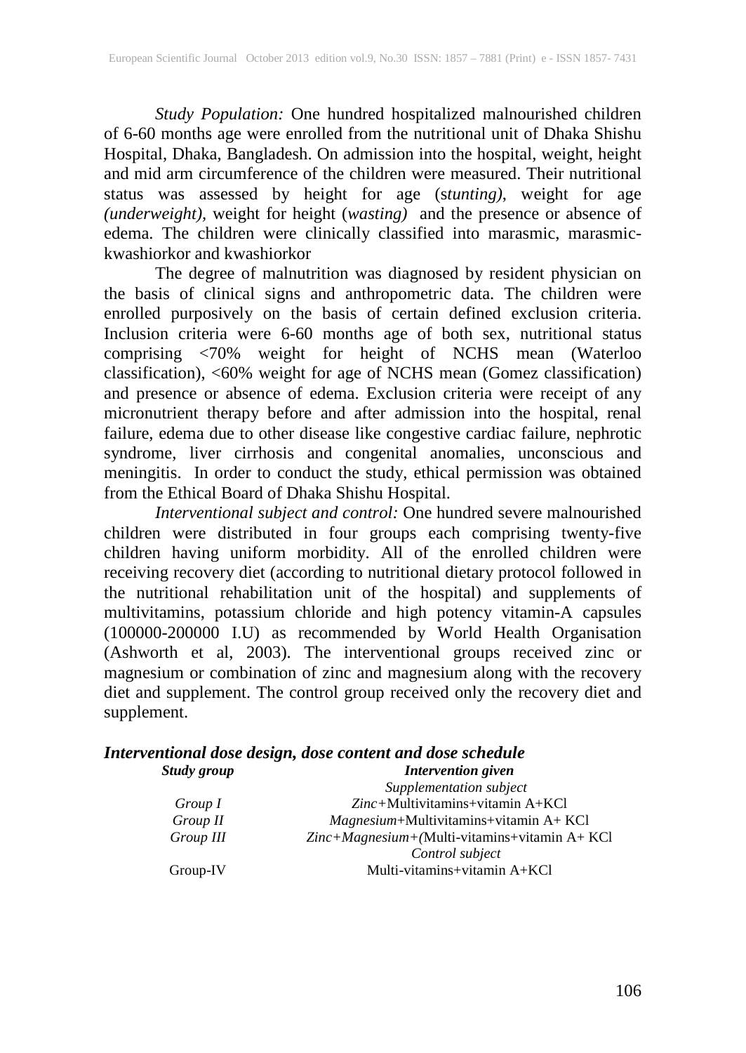*Study Population:* One hundred hospitalized malnourished children of 6-60 months age were enrolled from the nutritional unit of Dhaka Shishu Hospital, Dhaka, Bangladesh. On admission into the hospital, weight, height and mid arm circumference of the children were measured. Their nutritional status was assessed by height for age (s*tunting)*, weight for age *(underweight),* weight for height (*wasting)* and the presence or absence of edema. The children were clinically classified into marasmic, marasmic-kwashiorkor and kwashiorkor

The degree of malnutrition was diagnosed by resident physician on the basis of clinical signs and anthropometric data. The children were enrolled purposively on the basis of certain defined exclusion criteria. Inclusion criteria were 6-60 months age of both sex, nutritional status comprising <70% weight for height of NCHS mean (Waterloo classification), <60% weight for age of NCHS mean (Gomez classification) and presence or absence of edema. Exclusion criteria were receipt of any micronutrient therapy before and after admission into the hospital, renal failure, edema due to other disease like congestive cardiac failure, nephrotic syndrome, liver cirrhosis and congenital anomalies, unconscious and meningitis. In order to conduct the study, ethical permission was obtained from the Ethical Board of Dhaka Shishu Hospital.

*Interventional subject and control:* One hundred severe malnourished children were distributed in four groups each comprising twenty-five children having uniform morbidity. All of the enrolled children were receiving recovery diet (according to nutritional dietary protocol followed in the nutritional rehabilitation unit of the hospital) and supplements of multivitamins, potassium chloride and high potency vitamin-A capsules (100000-200000 I.U) as recommended by World Health Organisation (Ashworth et al, 2003). The interventional groups received zinc or magnesium or combination of zinc and magnesium along with the recovery diet and supplement. The control group received only the recovery diet and supplement.

***Interventional dose design, dose content and dose schedule***

| ***Study group*** | ***Intervention given*** |
|---|---|
| | *Supplementation subject* |
| *Group I* | *Zinc+*Multivitamins+vitamin A+KCl |
| *Group II* | *Magnesium*+Multivitamins+vitamin A+ KCl |
| *Group III* | *Zinc+Magnesium+(*Multi-vitamins+vitamin A+ KCl |
| | *Control subject* |
| Group-IV | Multi-vitamins+vitamin A+KCl |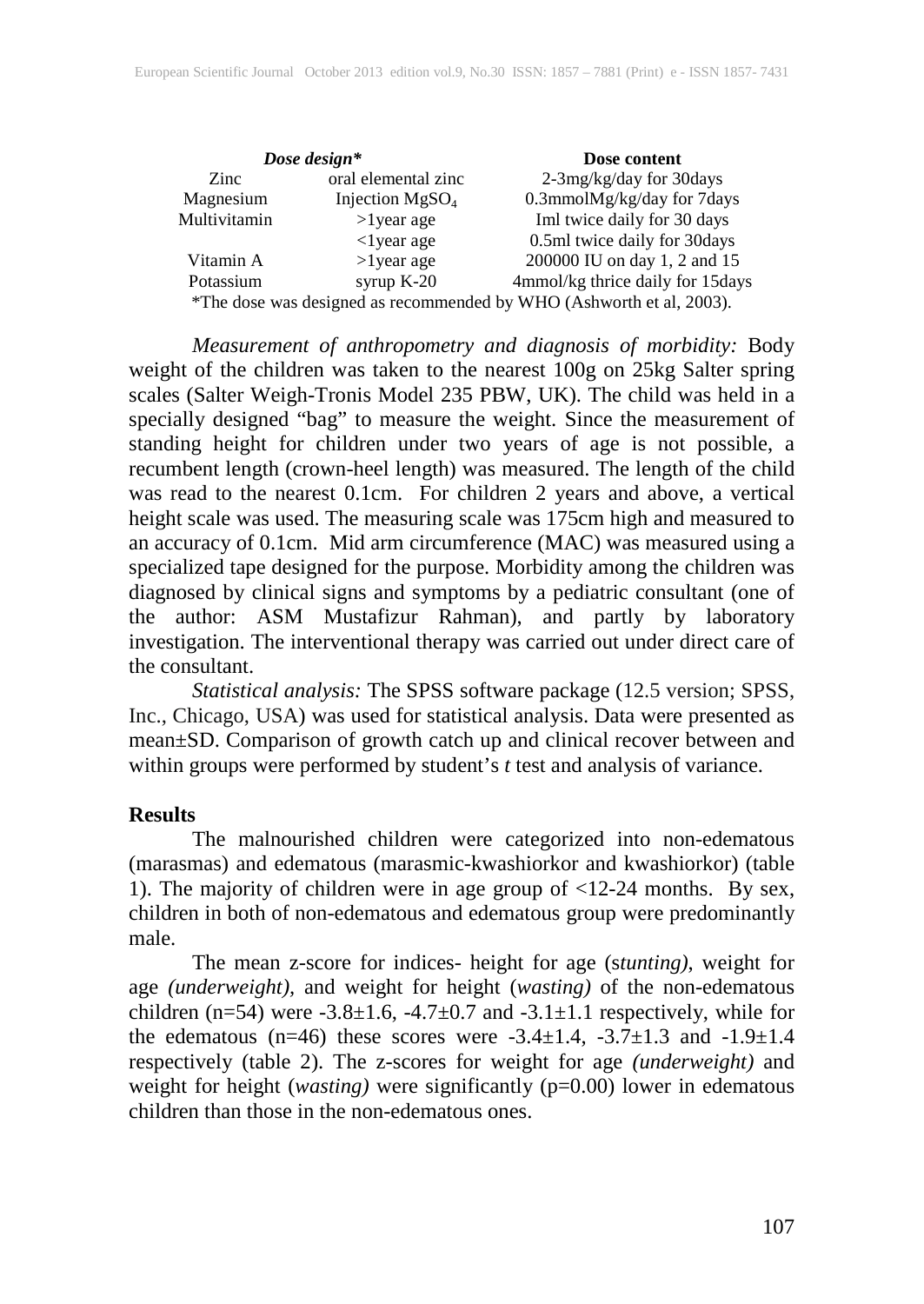| *Dose design** | | Dose content |
|---|---|---|
| Zinc | oral elemental zinc | 2-3mg/kg/day for 30days |
| Magnesium | Injection $MgSO_4$ | 0.3mmolMg/kg/day for 7days |
| Multivitamin | >1year age | Iml twice daily for 30 days |
| | <1year age | 0.5ml twice daily for 30days |
| Vitamin A | >1year age | 200000 IU on day 1, 2 and 15 |
| Potassium | syrup K-20 | 4mmol/kg thrice daily for 15days |

*The dose was designed as recommended by WHO (Ashworth et al, 2003).

*Measurement of anthropometry and diagnosis of morbidity:* Body weight of the children was taken to the nearest 100g on 25kg Salter spring scales (Salter Weigh-Tronis Model 235 PBW, UK). The child was held in a specially designed "bag" to measure the weight. Since the measurement of standing height for children under two years of age is not possible, a recumbent length (crown-heel length) was measured. The length of the child was read to the nearest 0.1cm. For children 2 years and above, a vertical height scale was used. The measuring scale was 175cm high and measured to an accuracy of 0.1cm. Mid arm circumference (MAC) was measured using a specialized tape designed for the purpose. Morbidity among the children was diagnosed by clinical signs and symptoms by a pediatric consultant (one of the author: ASM Mustafizur Rahman), and partly by laboratory investigation. The interventional therapy was carried out under direct care of the consultant.

*Statistical analysis:* The SPSS software package (12.5 version; SPSS, Inc., Chicago, USA) was used for statistical analysis. Data were presented as mean±SD. Comparison of growth catch up and clinical recover between and within groups were performed by student's *t* test and analysis of variance.

## Results

The malnourished children were categorized into non-edematous (marasmas) and edematous (marasmic-kwashiorkor and kwashiorkor) (table 1). The majority of children were in age group of <12-24 months. By sex, children in both of non-edematous and edematous group were predominantly male.

The mean z-score for indices- height for age (s*tunting)*, weight for age *(underweight)*, and weight for height (*wasting)* of the non-edematous children (n=54) were -3.8±1.6, -4.7±0.7 and -3.1±1.1 respectively, while for the edematous (n=46) these scores were -3.4±1.4, -3.7±1.3 and -1.9±1.4 respectively (table 2). The z-scores for weight for age *(underweight)* and weight for height (*wasting)* were significantly (p=0.00) lower in edematous children than those in the non-edematous ones.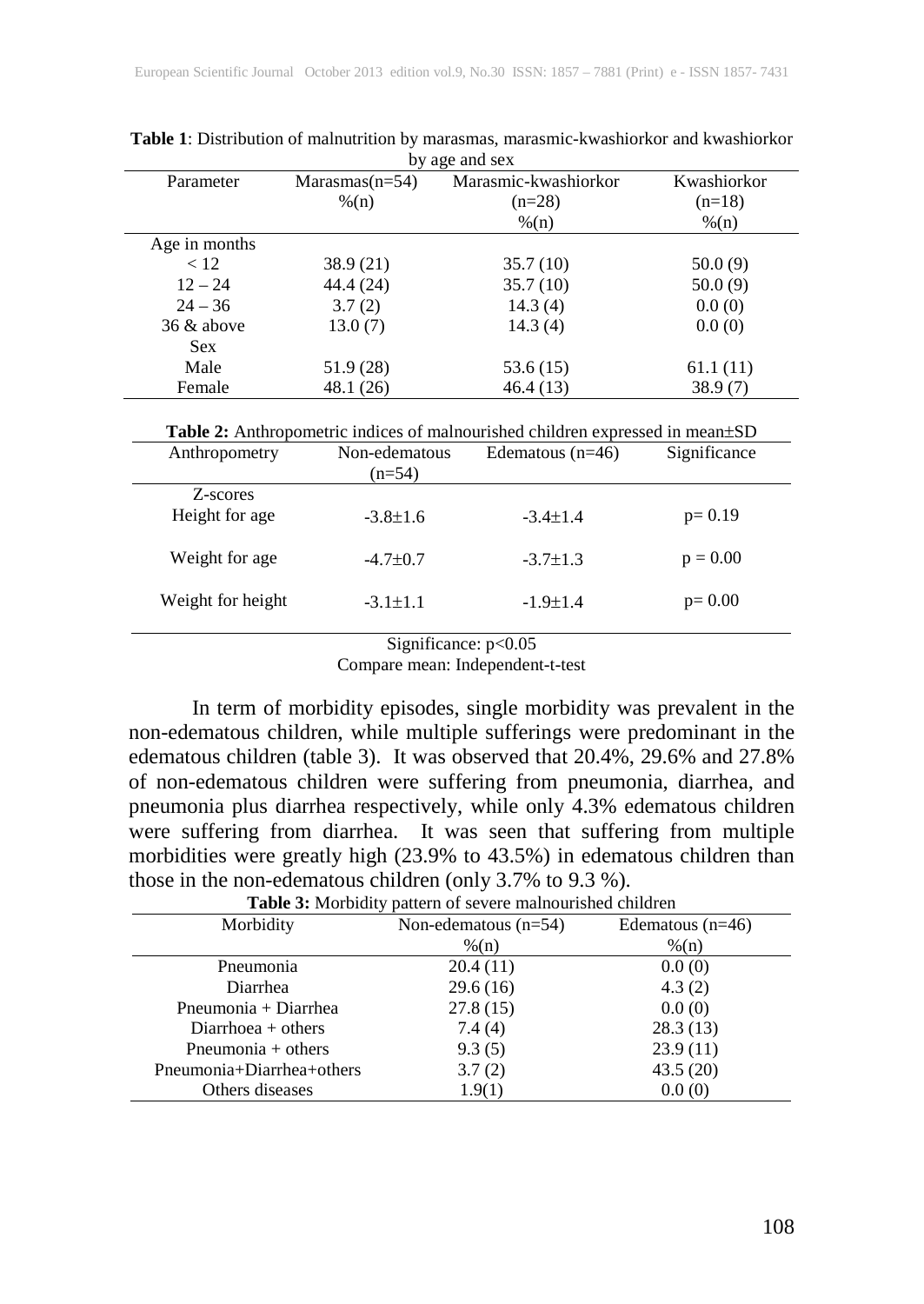**Table 1**: Distribution of malnutrition by marasmas, marasmic-kwashiorkor and kwashiorkor by age and sex

| Parameter | Marasmas(n=54) %(n) | Marasmic-kwashiorkor (n=28) %(n) | Kwashiorkor (n=18) %(n) |
|---|---|---|---|
| Age in months | | | |
| < 12 | 38.9 (21) | 35.7 (10) | 50.0 (9) |
| 12 – 24 | 44.4 (24) | 35.7 (10) | 50.0 (9) |
| 24 – 36 | 3.7 (2) | 14.3 (4) | 0.0 (0) |
| 36 & above | 13.0 (7) | 14.3 (4) | 0.0 (0) |
| Sex | | | |
| Male | 51.9 (28) | 53.6 (15) | 61.1 (11) |
| Female | 48.1 (26) | 46.4 (13) | 38.9 (7) |

**Table 2:** Anthropometric indices of malnourished children expressed in mean±SD

| Anthropometry | Non-edematous (n=54) | Edematous (n=46) | Significance |
|---|---|---|---|
| Z-scores | | | |
| Height for age | -3.8±1.6 | -3.4±1.4 | p= 0.19 |
| Weight for age | -4.7±0.7 | -3.7±1.3 | p = 0.00 |
| Weight for height | -3.1±1.1 | -1.9±1.4 | p= 0.00 |

Significance: $p<0.05$

Compare mean: Independent-t-test

In term of morbidity episodes, single morbidity was prevalent in the non-edematous children, while multiple sufferings were predominant in the edematous children (table 3). It was observed that 20.4%, 29.6% and 27.8% of non-edematous children were suffering from pneumonia, diarrhea, and pneumonia plus diarrhea respectively, while only 4.3% edematous children were suffering from diarrhea. It was seen that suffering from multiple morbidities were greatly high (23.9% to 43.5%) in edematous children than those in the non-edematous children (only 3.7% to 9.3 %).

**Table 3:** Morbidity pattern of severe malnourished children

| Morbidity | Non-edematous (n=54) %(n) | Edematous (n=46) %(n) |
|---|---|---|
| Pneumonia | 20.4 (11) | 0.0 (0) |
| Diarrhea | 29.6 (16) | 4.3 (2) |
| Pneumonia + Diarrhea | 27.8 (15) | 0.0 (0) |
| Diarrhoea + others | 7.4 (4) | 28.3 (13) |
| Pneumonia + others | 9.3 (5) | 23.9 (11) |
| Pneumonia+Diarrhea+others | 3.7 (2) | 43.5 (20) |
| Others diseases | 1.9(1) | 0.0 (0) |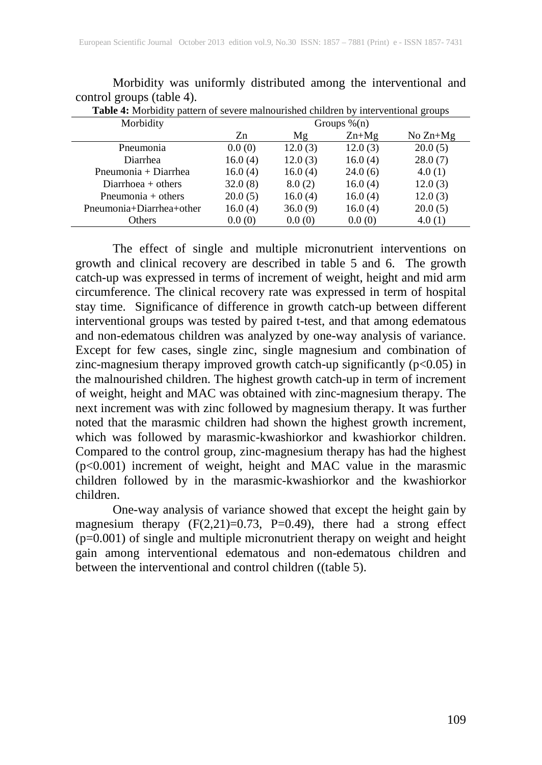Morbidity was uniformly distributed among the interventional and control groups (table 4).

**Table 4:** Morbidity pattern of severe malnourished children by interventional groups

| Morbidity | Groups %(n) | | | |
|---|---|---|---|---|
| | Zn | Mg | Zn+Mg | No Zn+Mg |
| Pneumonia | 0.0 (0) | 12.0 (3) | 12.0 (3) | 20.0 (5) |
| Diarrhea | 16.0 (4) | 12.0 (3) | 16.0 (4) | 28.0 (7) |
| Pneumonia + Diarrhea | 16.0 (4) | 16.0 (4) | 24.0 (6) | 4.0 (1) |
| Diarrhoea + others | 32.0 (8) | 8.0 (2) | 16.0 (4) | 12.0 (3) |
| Pneumonia + others | 20.0 (5) | 16.0 (4) | 16.0 (4) | 12.0 (3) |
| Pneumonia+Diarrhea+other | 16.0 (4) | 36.0 (9) | 16.0 (4) | 20.0 (5) |
| Others | 0.0 (0) | 0.0 (0) | 0.0 (0) | 4.0 (1) |

The effect of single and multiple micronutrient interventions on growth and clinical recovery are described in table 5 and 6. The growth catch-up was expressed in terms of increment of weight, height and mid arm circumference. The clinical recovery rate was expressed in term of hospital stay time. Significance of difference in growth catch-up between different interventional groups was tested by paired t-test, and that among edematous and non-edematous children was analyzed by one-way analysis of variance. Except for few cases, single zinc, single magnesium and combination of zinc-magnesium therapy improved growth catch-up significantly ($p<0.05$) in the malnourished children. The highest growth catch-up in term of increment of weight, height and MAC was obtained with zinc-magnesium therapy. The next increment was with zinc followed by magnesium therapy. It was further noted that the marasmic children had shown the highest growth increment, which was followed by marasmic-kwashiorkor and kwashiorkor children. Compared to the control group, zinc-magnesium therapy has had the highest ($p<0.001$) increment of weight, height and MAC value in the marasmic children followed by in the marasmic-kwashiorkor and the kwashiorkor children.

One-way analysis of variance showed that except the height gain by magnesium therapy ($F(2,21)=0.73$, $P=0.49$), there had a strong effect ($p=0.001$) of single and multiple micronutrient therapy on weight and height gain among interventional edematous and non-edematous children and between the interventional and control children ((table 5).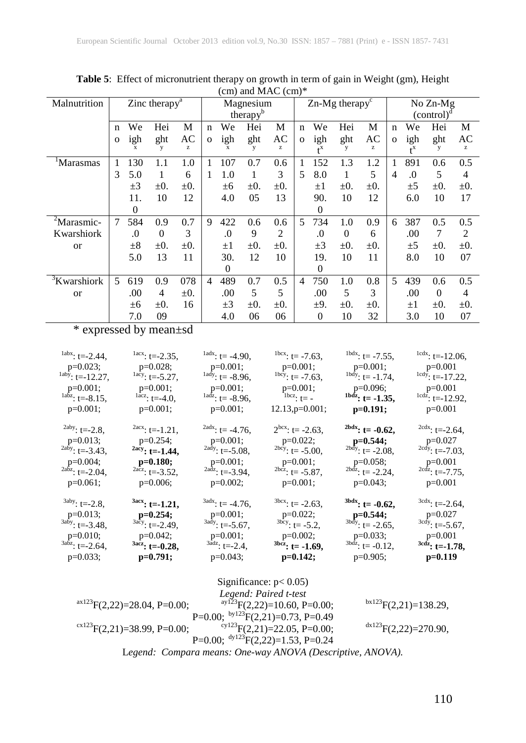**Table 5**: Effect of micronutrient therapy on growth in term of gain in Weight (gm), Height (cm) and MAC (cm)*

| Malnutrition | Zinc therapy[a] | | | | Magnesium therapy[b] | | | | Zn-Mg therapy[c] | | | | No Zn-Mg (control)[d] | | | |
|---|---|---|---|---|---|---|---|---|---|---|---|---|---|---|---|---|
| | no | Weight[x] | Height[y] | MAC[z] | no | Weight[x] | Height[y] | MAC[z] | no | Weight[x] | Height[y] | MAC[z] | no | Weight[x] | Height[y] | MAC[z] |
| [1]Marasmas | 13 | 1305.0 ±311.0 | 1.11 ±0.10 | 1.06 ±0.12 | 11 | 1071.0 ±64.0 | 0.71 ±0.05 | 0.63 ±0.13 | 15 | 1528.0 ±190.0 | 1.31 ±0.10 | 1.25 ±0.12 | 14 | 891.0 ±56.0 | 0.65 ±0.10 | 0.54 ±0.17 |
| [2]Marasmic-Kwarshiorkor | 7 | 584.0 ±85.0 | 0.90 ±0.13 | 0.73 ±0.11 | 9 | 422.0 ±130.0 | 0.69 ±0.12 | 0.62 ±0.10 | 5 | 734.0 ±319.0 | 1.00 ±0.10 | 0.96 ±0.11 | 6 | 387.00 ±58.0 | 0.57 ±0.10 | 0.52 ±0.07 |
| [3]Kwarshiorkor | 5 | 619.00 ±67.0 | 0.94 ±0.09 | 078 ±0.16 | 4 | 489.00 ±34.0 | 0.75 ±0.06 | 0.55 ±0.06 | 4 | 750.00 ±9.0 | 1.05 ±0.10 | 0.83 ±0.32 | 5 | 439.00 ±13.0 | 0.60 ±0.10 | 0.54 ±0.07 |

\* expressed by mean±sd

| | | | | | |
|---|---|---|---|---|---|
| [1abx]: t=-2.44, p=0.023; [1aby]: t=-12.27, p=0.001; [1abz]: t=-8.15, p=0.001; | [1acx]: t=-2.35, p=0.028; [1acy]: t=-5.27, p=0.001; [1acz]: t=-4.0, p=0.001; | [1adx]: t= -4.90, p=0.001; [1ady]: t= -8.96, p=0.001; [1adz]: t= -8.96, p=0.001; | [1bcx]: t= -7.63, p=0.001; [1bcy]: t= -7.63, p=0.001; [1bcz]: t= -12.13,p=0.001; | [1bdx]: t= -7.55, p=0.001; [1bdy]: t= -1.74, p=0.096; **[1bdz]: t= -1.35, p=0.191;** | [1cdx]: t=-12.06, p=0.001 [1cdy]: t=-17.22, p=0.001 [1cdz]: t=-12.92, p=0.001 |
| [2aby]: t=-2.8, p=0.013; [2aby]: t=-3.43, p=0.004; [2abz]: t=-2.04, p=0.061; | [2acx]: t=-1.21, p=0.254; **[2acy]: t=-1.44, p=0.180;** [2acz]: t=-3.52, p=0.006; | [2adx]: t= -4.76, p=0.001; [2ady]: t=-5.08, p=0.001; [2adz]: t=-3.94, p=0.002; | 2[bcx]: t= -2.63, p=0.022; [2bcy]: t= -5.00, p=0.001; [2bcz]: t= -5.87, p=0.001; | **[2bdx]: t= -0.62, p=0.544;** [2bdy]: t= -2.08, p=0.058; [2bdz]: t= -2.24, p=0.043; | [2cdx]: t=-2.64, p=0.027 [2cdy]: t=-7.03, p=0.001 [2cdz]: t=-7.75, p=0.001 |
| [3aby]: t=-2.8, p=0.013; [3aby]: t=-3.48, p=0.010; [3abz]: t=-2.64, p=0.033; | **[3acx]: t=-1.21, p=0.254;** [3acy]: t=-2.49, p=0.042; **[3acz]: t=-0.28, p=0.791;** | [3adx]: t= -4.76, p=0.001; [3ady]: t=-5.67, p=0.001; [3adz]: t=-2.4, p=0.043; | [3bcx]: t= -2.63, p=0.022; [3bcy]: t= -5.2, p=0.002; **[3bcz]: t= -1.69, p=0.142;** | **[3bdx]: t= -0.62, p=0.544;** [3bdy]: t= -2.65, p=0.033; [3bdz]: t= -0.12, p=0.905; | [3cdx]: t=-2.64, p=0.027 [3cdy]: t=-5.67, p=0.001 **[3cdz]: t=-1.78, p=0.119** |

Significance: $p < 0.05$)

*Legend: Paired t-test*

[ax123]$F(2,22)=28.04$, P=0.00; [ay123]$F(2,22)=10.60$, P=0.00; [bx123]$F(2,21)=138.29$, P=0.00; [by123]$F(2,21)=0.73$, P=0.49

[cx123]$F(2,21)=38.99$, P=0.00; [cy123]$F(2,21)=22.05$, P=0.00; [dx123]$F(2,22)=270.90$, P=0.00; [dy123]$F(2,22)=1.53$, P=0.24

L*egend: Compara means: One-way ANOVA (Descriptive, ANOVA).*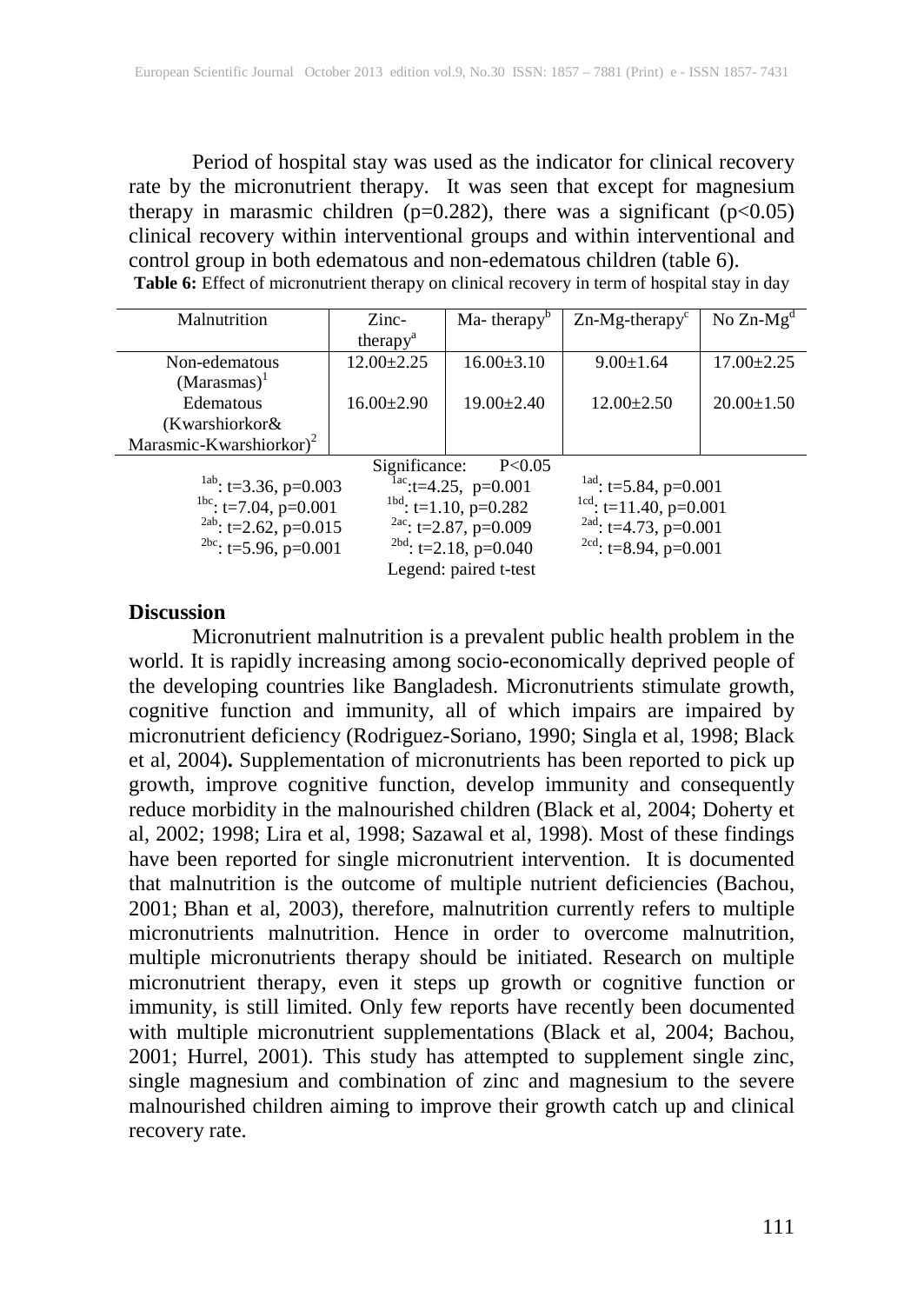Period of hospital stay was used as the indicator for clinical recovery rate by the micronutrient therapy. It was seen that except for magnesium therapy in marasmic children ($p=0.282$), there was a significant ($p<0.05$) clinical recovery within interventional groups and within interventional and control group in both edematous and non-edematous children (table 6).

**Table 6:** Effect of micronutrient therapy on clinical recovery in term of hospital stay in day

| Malnutrition | Zinc-therapy[a] | Ma- therapy[b] | Zn-Mg-therapy[c] | No Zn-Mg[d] |
|---|---|---|---|---|
| Non-edematous (Marasmas)[1] | 12.00±2.25 | 16.00±3.10 | 9.00±1.64 | 17.00±2.25 |
| Edematous (Kwarshiorkor& Marasmic-Kwarshiorkor)[2] | 16.00±2.90 | 19.00±2.40 | 12.00±2.50 | 20.00±1.50 |

Significance: $P<0.05$

| | | |
|---|---|---|
| [1ab]: $t=3.36$, $p=0.003$ | [1ac]: $t=4.25$, $p=0.001$ | [1ad]: $t=5.84$, $p=0.001$ |
| [1bc]: $t=7.04$, $p=0.001$ | [1bd]: $t=1.10$, $p=0.282$ | [1cd]: $t=11.40$, $p=0.001$ |
| [2ab]: $t=2.62$, $p=0.015$ | [2ac]: $t=2.87$, $p=0.009$ | [2ad]: $t=4.73$, $p=0.001$ |
| [2bc]: $t=5.96$, $p=0.001$ | [2bd]: $t=2.18$, $p=0.040$ | [2cd]: $t=8.94$, $p=0.001$ |

Legend: paired t-test

## Discussion

Micronutrient malnutrition is a prevalent public health problem in the world. It is rapidly increasing among socio-economically deprived people of the developing countries like Bangladesh. Micronutrients stimulate growth, cognitive function and immunity, all of which impairs are impaired by micronutrient deficiency (Rodriguez-Soriano, 1990; Singla et al, 1998; Black et al, 2004)**.** Supplementation of micronutrients has been reported to pick up growth, improve cognitive function, develop immunity and consequently reduce morbidity in the malnourished children (Black et al, 2004; Doherty et al, 2002; 1998; Lira et al, 1998; Sazawal et al, 1998). Most of these findings have been reported for single micronutrient intervention. It is documented that malnutrition is the outcome of multiple nutrient deficiencies (Bachou, 2001; Bhan et al, 2003), therefore, malnutrition currently refers to multiple micronutrients malnutrition. Hence in order to overcome malnutrition, multiple micronutrients therapy should be initiated. Research on multiple micronutrient therapy, even it steps up growth or cognitive function or immunity, is still limited. Only few reports have recently been documented with multiple micronutrient supplementations (Black et al, 2004; Bachou, 2001; Hurrel, 2001). This study has attempted to supplement single zinc, single magnesium and combination of zinc and magnesium to the severe malnourished children aiming to improve their growth catch up and clinical recovery rate.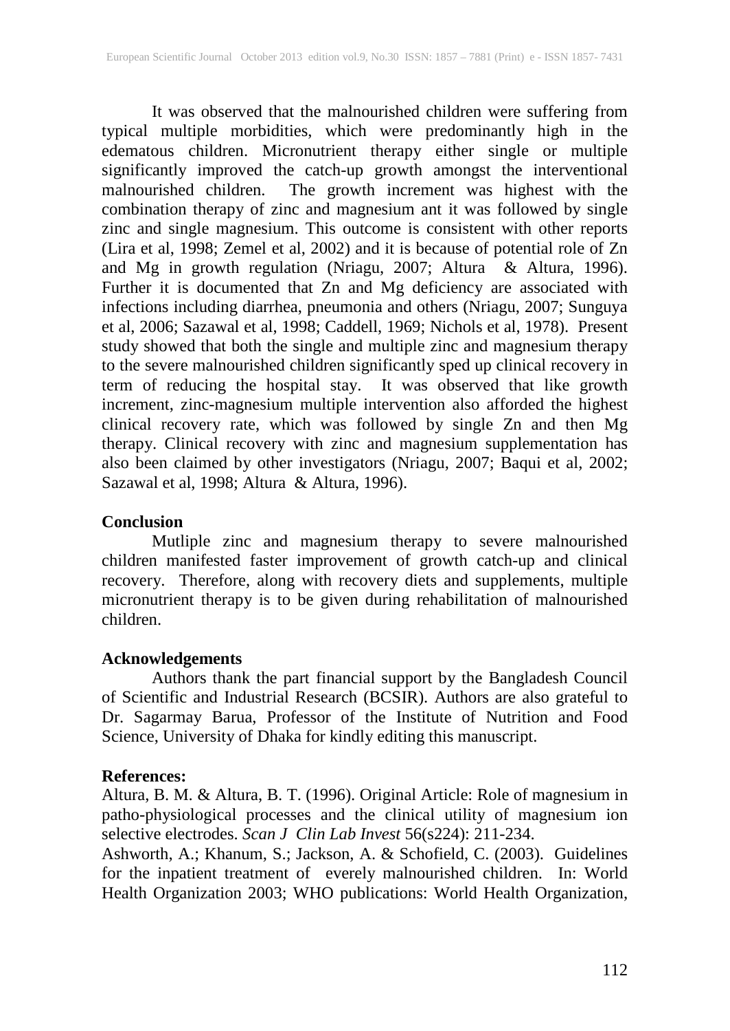It was observed that the malnourished children were suffering from typical multiple morbidities, which were predominantly high in the edematous children. Micronutrient therapy either single or multiple significantly improved the catch-up growth amongst the interventional malnourished children. The growth increment was highest with the combination therapy of zinc and magnesium ant it was followed by single zinc and single magnesium. This outcome is consistent with other reports (Lira et al, 1998; Zemel et al, 2002) and it is because of potential role of Zn and Mg in growth regulation (Nriagu, 2007; Altura & Altura, 1996). Further it is documented that Zn and Mg deficiency are associated with infections including diarrhea, pneumonia and others (Nriagu, 2007; Sunguya et al, 2006; Sazawal et al, 1998; Caddell, 1969; Nichols et al, 1978). Present study showed that both the single and multiple zinc and magnesium therapy to the severe malnourished children significantly sped up clinical recovery in term of reducing the hospital stay. It was observed that like growth increment, zinc-magnesium multiple intervention also afforded the highest clinical recovery rate, which was followed by single Zn and then Mg therapy. Clinical recovery with zinc and magnesium supplementation has also been claimed by other investigators (Nriagu, 2007; Baqui et al, 2002; Sazawal et al, 1998; Altura & Altura, 1996).

## Conclusion

Mutliple zinc and magnesium therapy to severe malnourished children manifested faster improvement of growth catch-up and clinical recovery. Therefore, along with recovery diets and supplements, multiple micronutrient therapy is to be given during rehabilitation of malnourished children.

## Acknowledgements

Authors thank the part financial support by the Bangladesh Council of Scientific and Industrial Research (BCSIR). Authors are also grateful to Dr. Sagarmay Barua, Professor of the Institute of Nutrition and Food Science, University of Dhaka for kindly editing this manuscript.

## References:

Altura, B. M. & Altura, B. T. (1996). Original Article: Role of magnesium in patho-physiological processes and the clinical utility of magnesium ion selective electrodes. *Scan J Clin Lab Invest* 56(s224): 211-234.

Ashworth, A.; Khanum, S.; Jackson, A. & Schofield, C. (2003). Guidelines for the inpatient treatment of everely malnourished children. In: World Health Organization 2003; WHO publications: World Health Organization,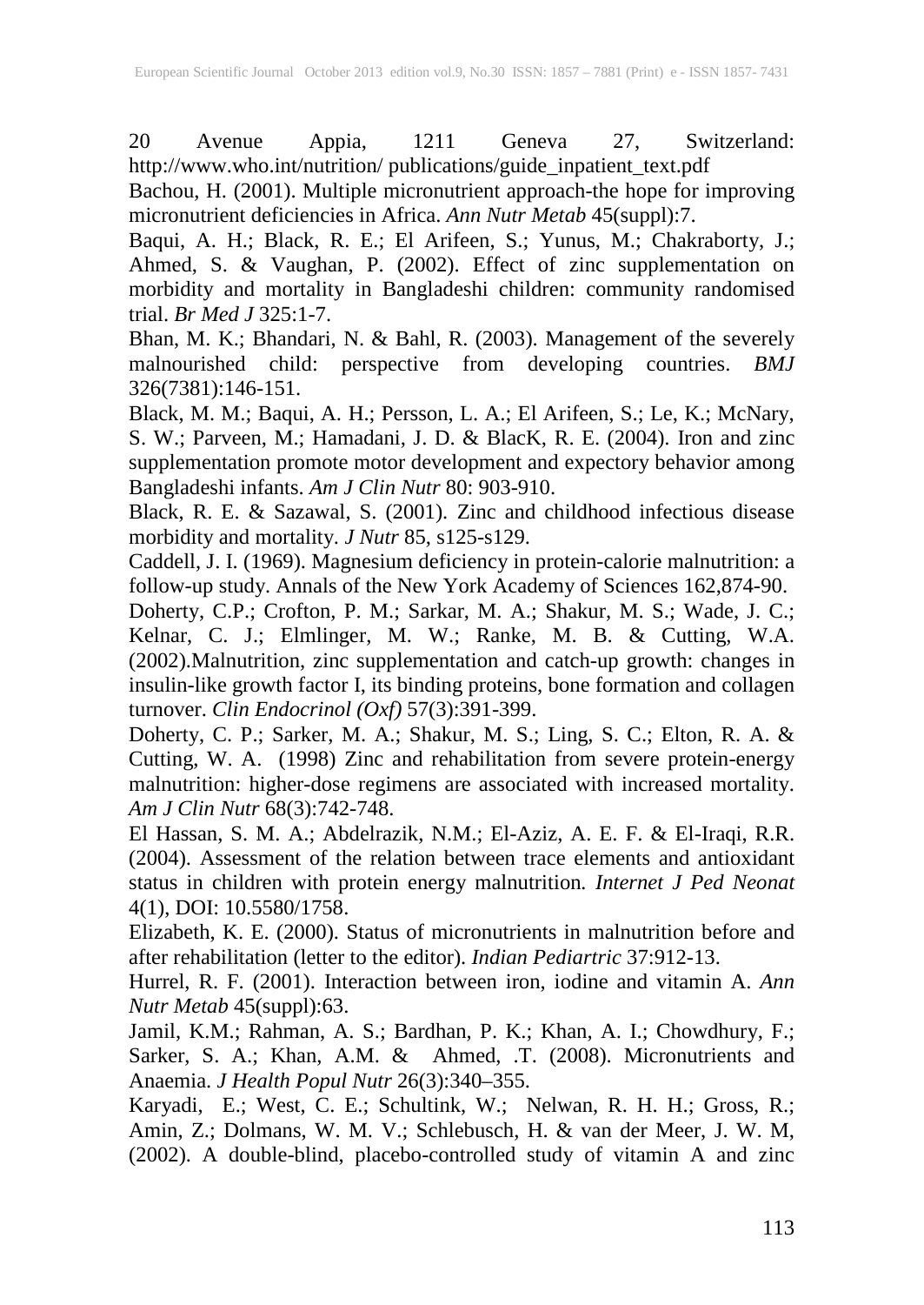20 Avenue Appia, 1211 Geneva 27, Switzerland: http://www.who.int/nutrition/ publications/guide_inpatient_text.pdf

Bachou, H. (2001). Multiple micronutrient approach-the hope for improving micronutrient deficiencies in Africa. *Ann Nutr Metab* 45(suppl):7.

Baqui, A. H.; Black, R. E.; El Arifeen, S.; Yunus, M.; Chakraborty, J.; Ahmed, S. & Vaughan, P. (2002). Effect of zinc supplementation on morbidity and mortality in Bangladeshi children: community randomised trial. *Br Med J* 325:1-7.

Bhan, M. K.; Bhandari, N. & Bahl, R. (2003). Management of the severely malnourished child: perspective from developing countries. *BMJ* 326(7381):146-151.

Black, M. M.; Baqui, A. H.; Persson, L. A.; El Arifeen, S.; Le, K.; McNary, S. W.; Parveen, M.; Hamadani, J. D. & BlacK, R. E. (2004). Iron and zinc supplementation promote motor development and expectory behavior among Bangladeshi infants. *Am J Clin Nutr* 80: 903-910.

Black, R. E. & Sazawal, S. (2001). Zinc and childhood infectious disease morbidity and mortality. *J Nutr* 85, s125-s129.

Caddell, J. I. (1969). Magnesium deficiency in protein-calorie malnutrition: a follow-up study. Annals of the New York Academy of Sciences 162,874-90.

Doherty, C.P.; Crofton, P. M.; Sarkar, M. A.; Shakur, M. S.; Wade, J. C.; Kelnar, C. J.; Elmlinger, M. W.; Ranke, M. B. & Cutting, W.A. (2002).Malnutrition, zinc supplementation and catch-up growth: changes in insulin-like growth factor I, its binding proteins, bone formation and collagen turnover. *Clin Endocrinol (Oxf)* 57(3):391-399.

Doherty, C. P.; Sarker, M. A.; Shakur, M. S.; Ling, S. C.; Elton, R. A. & Cutting, W. A. (1998) Zinc and rehabilitation from severe protein-energy malnutrition: higher-dose regimens are associated with increased mortality. *Am J Clin Nutr* 68(3):742-748.

El Hassan, S. M. A.; Abdelrazik, N.M.; El-Aziz, A. E. F. & El-Iraqi, R.R. (2004). Assessment of the relation between trace elements and antioxidant status in children with protein energy malnutrition. *Internet J Ped Neonat* 4(1), DOI: 10.5580/1758.

Elizabeth, K. E. (2000). Status of micronutrients in malnutrition before and after rehabilitation (letter to the editor). *Indian Pediartric* 37:912-13.

Hurrel, R. F. (2001). Interaction between iron, iodine and vitamin A. *Ann Nutr Metab* 45(suppl):63.

Jamil, K.M.; Rahman, A. S.; Bardhan, P. K.; Khan, A. I.; Chowdhury, F.; Sarker, S. A.; Khan, A.M. & Ahmed, .T. (2008). Micronutrients and Anaemia. *J Health Popul Nutr* 26(3):340–355.

Karyadi, E.; West, C. E.; Schultink, W.; Nelwan, R. H. H.; Gross, R.; Amin, Z.; Dolmans, W. M. V.; Schlebusch, H. & van der Meer, J. W. M, (2002). A double-blind, placebo-controlled study of vitamin A and zinc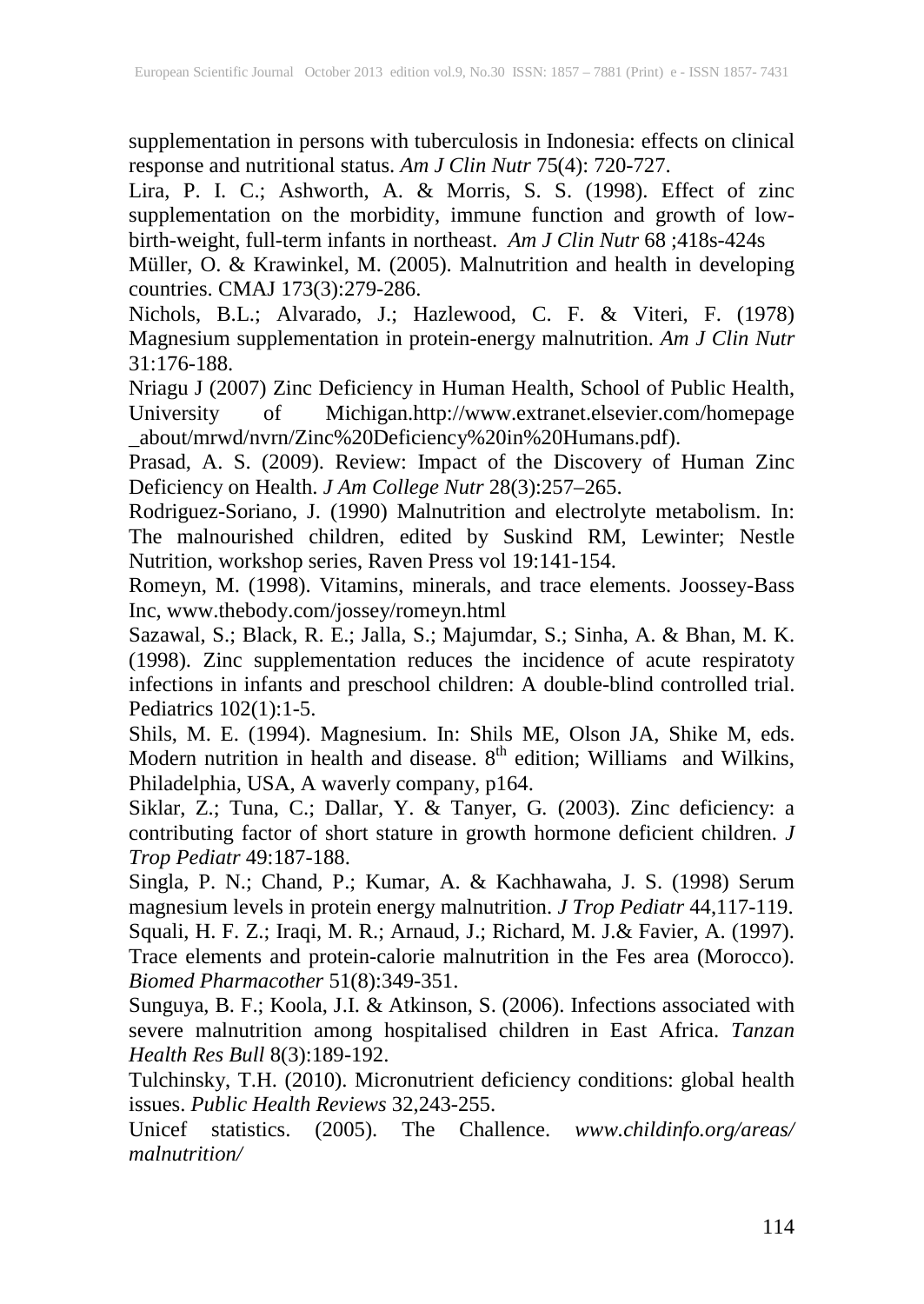supplementation in persons with tuberculosis in Indonesia: effects on clinical response and nutritional status. *Am J Clin Nutr* 75(4): 720-727.

Lira, P. I. C.; Ashworth, A. & Morris, S. S. (1998). Effect of zinc supplementation on the morbidity, immune function and growth of low-birth-weight, full-term infants in northeast. *Am J Clin Nutr* 68 ;418s-424s

Müller, O. & Krawinkel, M. (2005). Malnutrition and health in developing countries. CMAJ 173(3):279-286.

Nichols, B.L.; Alvarado, J.; Hazlewood, C. F. & Viteri, F. (1978) Magnesium supplementation in protein-energy malnutrition. *Am J Clin Nutr* 31:176-188.

Nriagu J (2007) Zinc Deficiency in Human Health, School of Public Health, University of Michigan.http://www.extranet.elsevier.com/homepage_about/mrwd/nvrn/Zinc%20Deficiency%20in%20Humans.pdf).

Prasad, A. S. (2009). Review: Impact of the Discovery of Human Zinc Deficiency on Health. *J Am College Nutr* 28(3):257–265.

Rodriguez-Soriano, J. (1990) Malnutrition and electrolyte metabolism. In: The malnourished children, edited by Suskind RM, Lewinter; Nestle Nutrition, workshop series, Raven Press vol 19:141-154.

Romeyn, M. (1998). Vitamins, minerals, and trace elements. Joossey-Bass Inc, www.thebody.com/jossey/romeyn.html

Sazawal, S.; Black, R. E.; Jalla, S.; Majumdar, S.; Sinha, A. & Bhan, M. K. (1998). Zinc supplementation reduces the incidence of acute respiratoty infections in infants and preschool children: A double-blind controlled trial. Pediatrics 102(1):1-5.

Shils, M. E. (1994). Magnesium. In: Shils ME, Olson JA, Shike M, eds. Modern nutrition in health and disease. 8th edition; Williams and Wilkins, Philadelphia, USA, A waverly company, p164.

Siklar, Z.; Tuna, C.; Dallar, Y. & Tanyer, G. (2003). Zinc deficiency: a contributing factor of short stature in growth hormone deficient children. *J Trop Pediatr* 49:187-188.

Singla, P. N.; Chand, P.; Kumar, A. & Kachhawaha, J. S. (1998) Serum magnesium levels in protein energy malnutrition. *J Trop Pediatr* 44,117-119.

Squali, H. F. Z.; Iraqi, M. R.; Arnaud, J.; Richard, M. J.& Favier, A. (1997). Trace elements and protein-calorie malnutrition in the Fes area (Morocco). *Biomed Pharmacother* 51(8):349-351.

Sunguya, B. F.; Koola, J.I. & Atkinson, S. (2006). Infections associated with severe malnutrition among hospitalised children in East Africa. *Tanzan Health Res Bull* 8(3):189-192.

Tulchinsky, T.H. (2010). Micronutrient deficiency conditions: global health issues. *Public Health Reviews* 32,243-255.

Unicef statistics. (2005). The Challence. *www.childinfo.org/areas/malnutrition/*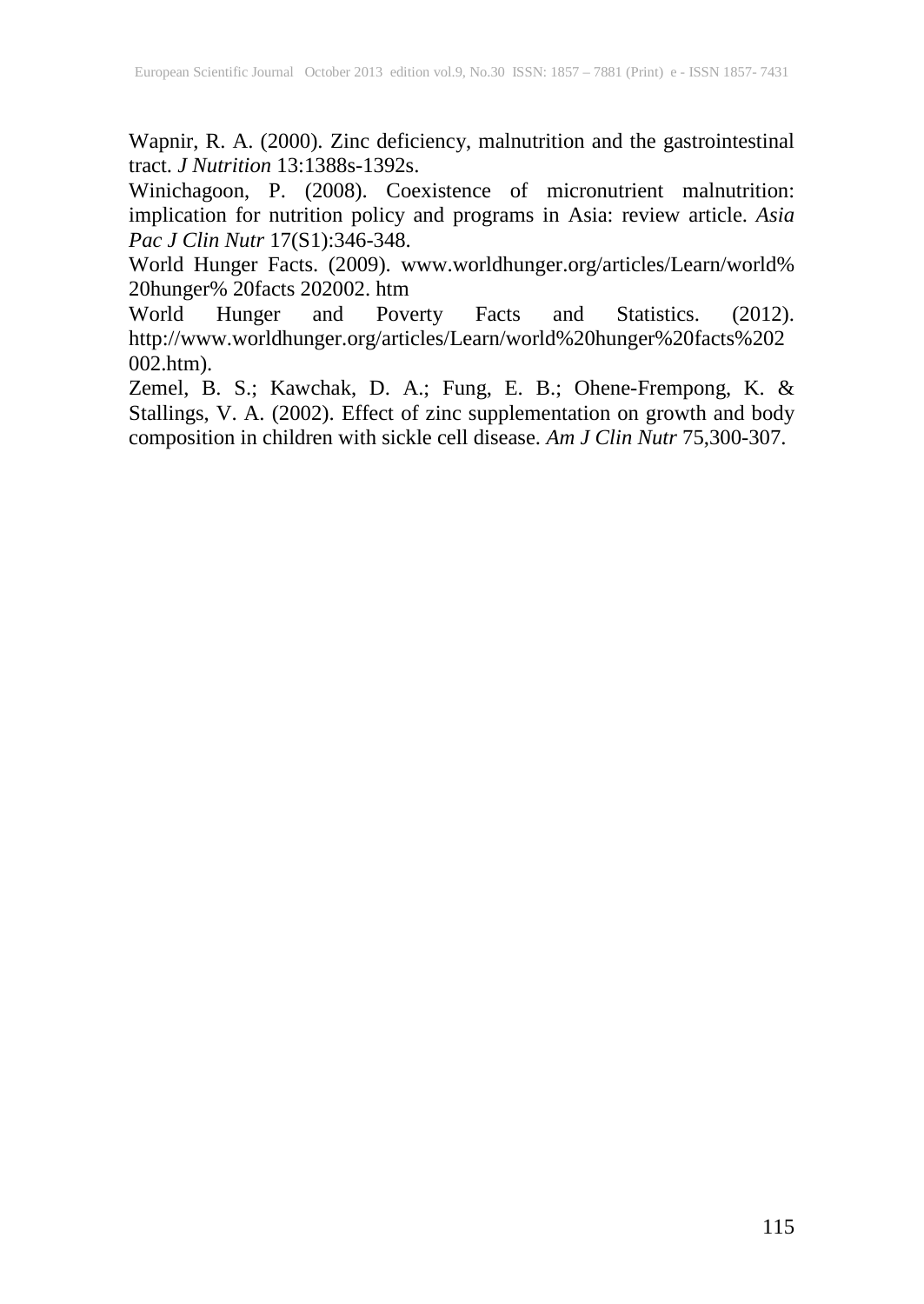Wapnir, R. A. (2000). Zinc deficiency, malnutrition and the gastrointestinal tract. *J Nutrition* 13:1388s-1392s.

Winichagoon, P. (2008). Coexistence of micronutrient malnutrition: implication for nutrition policy and programs in Asia: review article. *Asia Pac J Clin Nutr* 17(S1):346-348.

World Hunger Facts. (2009). www.worldhunger.org/articles/Learn/world% 20hunger% 20facts 202002. htm

World Hunger and Poverty Facts and Statistics. (2012). http://www.worldhunger.org/articles/Learn/world%20hunger%20facts%202002.htm).

Zemel, B. S.; Kawchak, D. A.; Fung, E. B.; Ohene-Frempong, K. & Stallings, V. A. (2002). Effect of zinc supplementation on growth and body composition in children with sickle cell disease. *Am J Clin Nutr* 75,300-307.